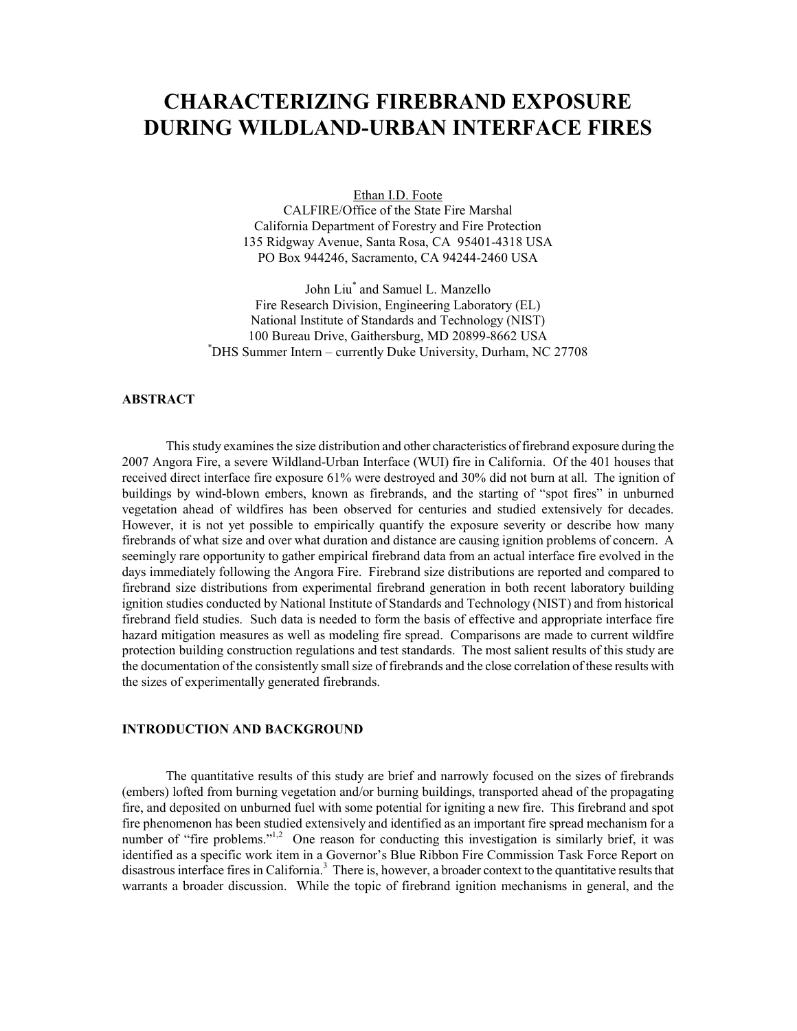# CHARACTERIZING FIREBRAND EXPOSURE DURING WILDLAND-URBAN INTERFACE FIRES

Ethan I.D. Foote
CALFIRE/Office of the State Fire Marshal
California Department of Forestry and Fire Protection
135 Ridgway Avenue, Santa Rosa, CA 95401-4318 USA
PO Box 944246, Sacramento, CA 94244-2460 USA

John Liu[*] and Samuel L. Manzello
Fire Research Division, Engineering Laboratory (EL)
National Institute of Standards and Technology (NIST)
100 Bureau Drive, Gaithersburg, MD 20899-8662 USA
[*]DHS Summer Intern – currently Duke University, Durham, NC 27708

## ABSTRACT

This study examines the size distribution and other characteristics of firebrand exposure during the 2007 Angora Fire, a severe Wildland-Urban Interface (WUI) fire in California. Of the 401 houses that received direct interface fire exposure 61% were destroyed and 30% did not burn at all. The ignition of buildings by wind-blown embers, known as firebrands, and the starting of "spot fires" in unburned vegetation ahead of wildfires has been observed for centuries and studied extensively for decades. However, it is not yet possible to empirically quantify the exposure severity or describe how many firebrands of what size and over what duration and distance are causing ignition problems of concern. A seemingly rare opportunity to gather empirical firebrand data from an actual interface fire evolved in the days immediately following the Angora Fire. Firebrand size distributions are reported and compared to firebrand size distributions from experimental firebrand generation in both recent laboratory building ignition studies conducted by National Institute of Standards and Technology (NIST) and from historical firebrand field studies. Such data is needed to form the basis of effective and appropriate interface fire hazard mitigation measures as well as modeling fire spread. Comparisons are made to current wildfire protection building construction regulations and test standards. The most salient results of this study are the documentation of the consistently small size of firebrands and the close correlation of these results with the sizes of experimentally generated firebrands.

## INTRODUCTION AND BACKGROUND

The quantitative results of this study are brief and narrowly focused on the sizes of firebrands (embers) lofted from burning vegetation and/or burning buildings, transported ahead of the propagating fire, and deposited on unburned fuel with some potential for igniting a new fire. This firebrand and spot fire phenomenon has been studied extensively and identified as an important fire spread mechanism for a number of "fire problems."[1,2] One reason for conducting this investigation is similarly brief, it was identified as a specific work item in a Governor's Blue Ribbon Fire Commission Task Force Report on disastrous interface fires in California.[3] There is, however, a broader context to the quantitative results that warrants a broader discussion. While the topic of firebrand ignition mechanisms in general, and the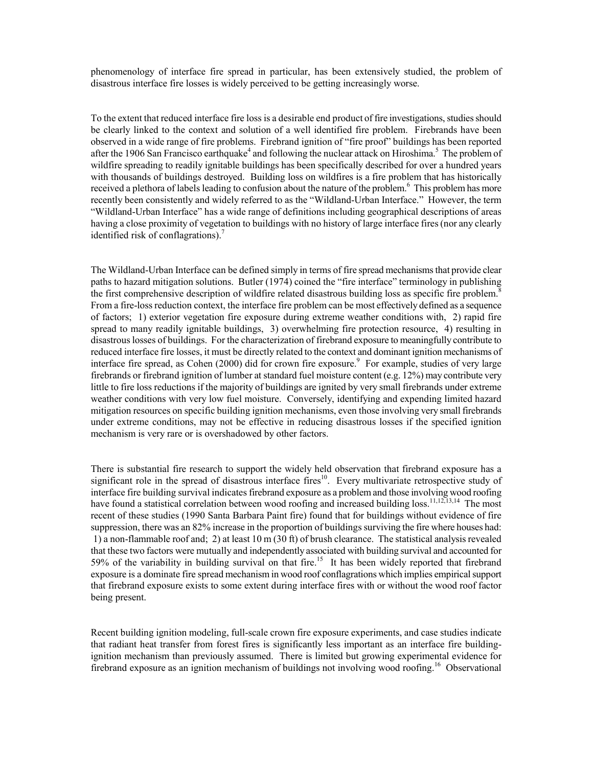phenomenology of interface fire spread in particular, has been extensively studied, the problem of disastrous interface fire losses is widely perceived to be getting increasingly worse.

To the extent that reduced interface fire loss is a desirable end product of fire investigations, studies should be clearly linked to the context and solution of a well identified fire problem. Firebrands have been observed in a wide range of fire problems. Firebrand ignition of "fire proof" buildings has been reported after the 1906 San Francisco earthquake[4] and following the nuclear attack on Hiroshima.[5] The problem of wildfire spreading to readily ignitable buildings has been specifically described for over a hundred years with thousands of buildings destroyed. Building loss on wildfires is a fire problem that has historically received a plethora of labels leading to confusion about the nature of the problem.[6] This problem has more recently been consistently and widely referred to as the "Wildland-Urban Interface." However, the term "Wildland-Urban Interface" has a wide range of definitions including geographical descriptions of areas having a close proximity of vegetation to buildings with no history of large interface fires (nor any clearly identified risk of conflagrations).[7]

The Wildland-Urban Interface can be defined simply in terms of fire spread mechanisms that provide clear paths to hazard mitigation solutions. Butler (1974) coined the "fire interface" terminology in publishing the first comprehensive description of wildfire related disastrous building loss as specific fire problem.[8] From a fire-loss reduction context, the interface fire problem can be most effectively defined as a sequence of factors; 1) exterior vegetation fire exposure during extreme weather conditions with, 2) rapid fire spread to many readily ignitable buildings, 3) overwhelming fire protection resource, 4) resulting in disastrous losses of buildings. For the characterization of firebrand exposure to meaningfully contribute to reduced interface fire losses, it must be directly related to the context and dominant ignition mechanisms of interface fire spread, as Cohen (2000) did for crown fire exposure.[9] For example, studies of very large firebrands or firebrand ignition of lumber at standard fuel moisture content (e.g. 12%) may contribute very little to fire loss reductions if the majority of buildings are ignited by very small firebrands under extreme weather conditions with very low fuel moisture. Conversely, identifying and expending limited hazard mitigation resources on specific building ignition mechanisms, even those involving very small firebrands under extreme conditions, may not be effective in reducing disastrous losses if the specified ignition mechanism is very rare or is overshadowed by other factors.

There is substantial fire research to support the widely held observation that firebrand exposure has a significant role in the spread of disastrous interface fires[10]. Every multivariate retrospective study of interface fire building survival indicates firebrand exposure as a problem and those involving wood roofing have found a statistical correlation between wood roofing and increased building loss.[11,12,13,14] The most recent of these studies (1990 Santa Barbara Paint fire) found that for buildings without evidence of fire suppression, there was an 82% increase in the proportion of buildings surviving the fire where houses had: 1) a non-flammable roof and; 2) at least 10 m (30 ft) of brush clearance. The statistical analysis revealed that these two factors were mutually and independently associated with building survival and accounted for 59% of the variability in building survival on that fire.[15] It has been widely reported that firebrand exposure is a dominate fire spread mechanism in wood roof conflagrations which implies empirical support that firebrand exposure exists to some extent during interface fires with or without the wood roof factor being present.

Recent building ignition modeling, full-scale crown fire exposure experiments, and case studies indicate that radiant heat transfer from forest fires is significantly less important as an interface fire building-ignition mechanism than previously assumed. There is limited but growing experimental evidence for firebrand exposure as an ignition mechanism of buildings not involving wood roofing.[16] Observational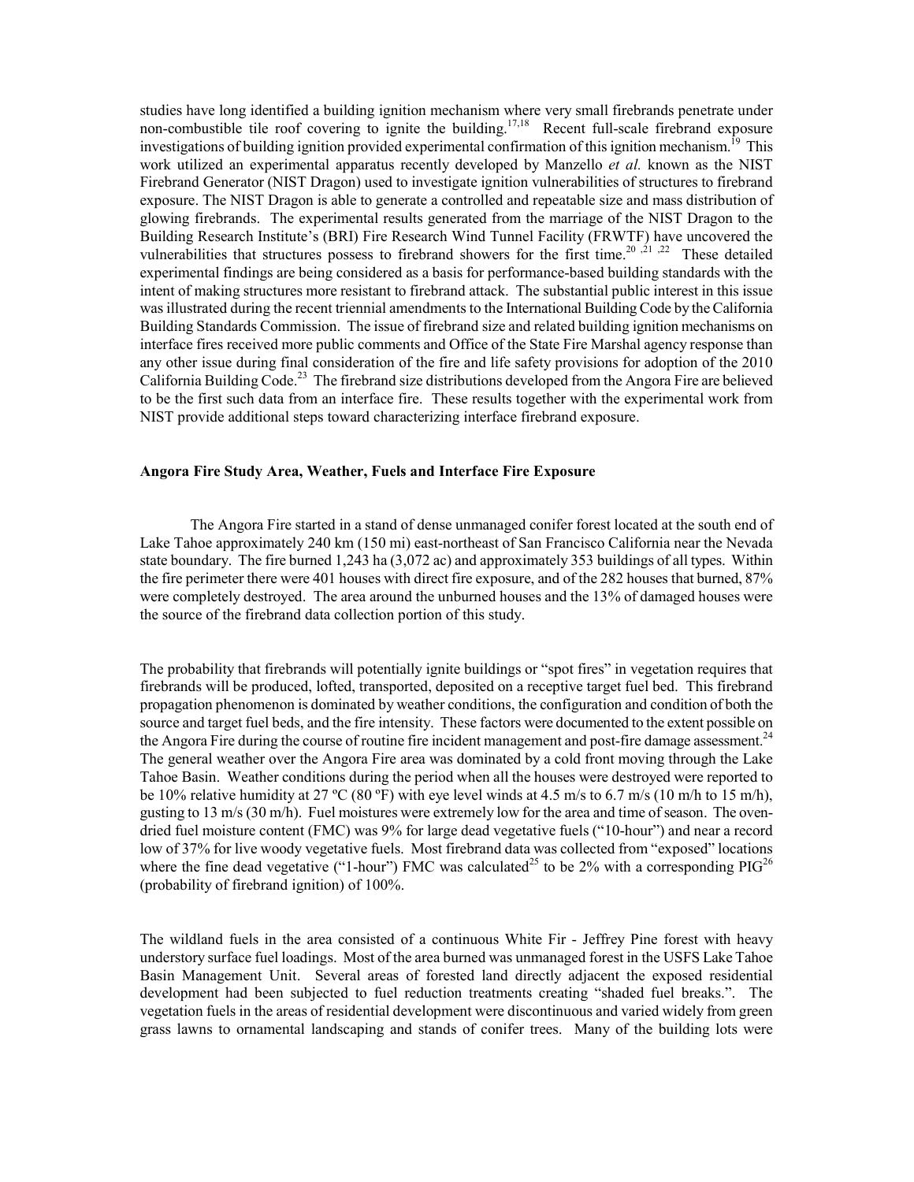studies have long identified a building ignition mechanism where very small firebrands penetrate under non-combustible tile roof covering to ignite the building.[17,18] Recent full-scale firebrand exposure investigations of building ignition provided experimental confirmation of this ignition mechanism.[19] This work utilized an experimental apparatus recently developed by Manzello *et al.* known as the NIST Firebrand Generator (NIST Dragon) used to investigate ignition vulnerabilities of structures to firebrand exposure. The NIST Dragon is able to generate a controlled and repeatable size and mass distribution of glowing firebrands. The experimental results generated from the marriage of the NIST Dragon to the Building Research Institute's (BRI) Fire Research Wind Tunnel Facility (FRWTF) have uncovered the vulnerabilities that structures possess to firebrand showers for the first time.[20,21,22] These detailed experimental findings are being considered as a basis for performance-based building standards with the intent of making structures more resistant to firebrand attack. The substantial public interest in this issue was illustrated during the recent triennial amendments to the International Building Code by the California Building Standards Commission. The issue of firebrand size and related building ignition mechanisms on interface fires received more public comments and Office of the State Fire Marshal agency response than any other issue during final consideration of the fire and life safety provisions for adoption of the 2010 California Building Code.[23] The firebrand size distributions developed from the Angora Fire are believed to be the first such data from an interface fire. These results together with the experimental work from NIST provide additional steps toward characterizing interface firebrand exposure.

## Angora Fire Study Area, Weather, Fuels and Interface Fire Exposure

The Angora Fire started in a stand of dense unmanaged conifer forest located at the south end of Lake Tahoe approximately 240 km (150 mi) east-northeast of San Francisco California near the Nevada state boundary. The fire burned 1,243 ha (3,072 ac) and approximately 353 buildings of all types. Within the fire perimeter there were 401 houses with direct fire exposure, and of the 282 houses that burned, 87% were completely destroyed. The area around the unburned houses and the 13% of damaged houses were the source of the firebrand data collection portion of this study.

The probability that firebrands will potentially ignite buildings or "spot fires" in vegetation requires that firebrands will be produced, lofted, transported, deposited on a receptive target fuel bed. This firebrand propagation phenomenon is dominated by weather conditions, the configuration and condition of both the source and target fuel beds, and the fire intensity. These factors were documented to the extent possible on the Angora Fire during the course of routine fire incident management and post-fire damage assessment.[24] The general weather over the Angora Fire area was dominated by a cold front moving through the Lake Tahoe Basin. Weather conditions during the period when all the houses were destroyed were reported to be 10% relative humidity at 27 ºC (80 ºF) with eye level winds at 4.5 m/s to 6.7 m/s (10 m/h to 15 m/h), gusting to 13 m/s (30 m/h). Fuel moistures were extremely low for the area and time of season. The oven-dried fuel moisture content (FMC) was 9% for large dead vegetative fuels ("10-hour") and near a record low of 37% for live woody vegetative fuels. Most firebrand data was collected from "exposed" locations where the fine dead vegetative ("1-hour") FMC was calculated[25] to be 2% with a corresponding PIG[26] (probability of firebrand ignition) of 100%.

The wildland fuels in the area consisted of a continuous White Fir - Jeffrey Pine forest with heavy understory surface fuel loadings. Most of the area burned was unmanaged forest in the USFS Lake Tahoe Basin Management Unit. Several areas of forested land directly adjacent the exposed residential development had been subjected to fuel reduction treatments creating "shaded fuel breaks.". The vegetation fuels in the areas of residential development were discontinuous and varied widely from green grass lawns to ornamental landscaping and stands of conifer trees. Many of the building lots were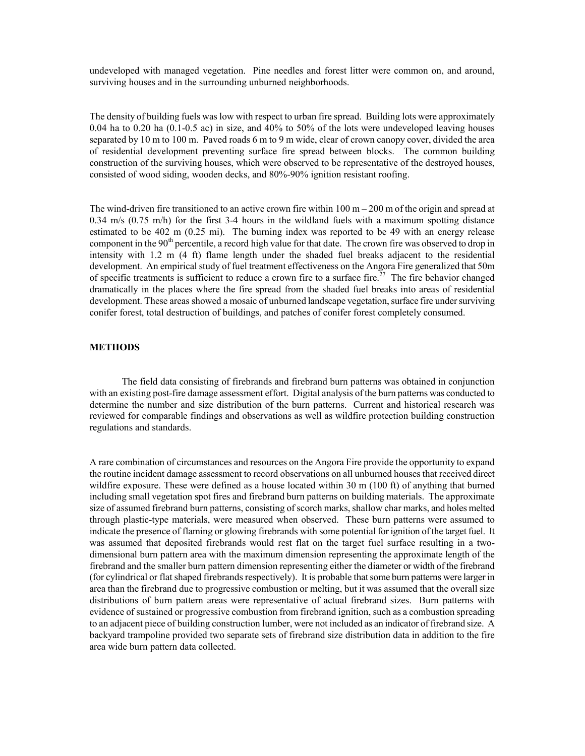undeveloped with managed vegetation. Pine needles and forest litter were common on, and around, surviving houses and in the surrounding unburned neighborhoods.

The density of building fuels was low with respect to urban fire spread. Building lots were approximately 0.04 ha to 0.20 ha (0.1-0.5 ac) in size, and 40% to 50% of the lots were undeveloped leaving houses separated by 10 m to 100 m. Paved roads 6 m to 9 m wide, clear of crown canopy cover, divided the area of residential development preventing surface fire spread between blocks. The common building construction of the surviving houses, which were observed to be representative of the destroyed houses, consisted of wood siding, wooden decks, and 80%-90% ignition resistant roofing.

The wind-driven fire transitioned to an active crown fire within 100 m – 200 m of the origin and spread at 0.34 m/s (0.75 m/h) for the first 3-4 hours in the wildland fuels with a maximum spotting distance estimated to be 402 m (0.25 mi). The burning index was reported to be 49 with an energy release component in the 90$^{th}$ percentile, a record high value for that date. The crown fire was observed to drop in intensity with 1.2 m (4 ft) flame length under the shaded fuel breaks adjacent to the residential development. An empirical study of fuel treatment effectiveness on the Angora Fire generalized that 50m of specific treatments is sufficient to reduce a crown fire to a surface fire.[27] The fire behavior changed dramatically in the places where the fire spread from the shaded fuel breaks into areas of residential development. These areas showed a mosaic of unburned landscape vegetation, surface fire under surviving conifer forest, total destruction of buildings, and patches of conifer forest completely consumed.

## METHODS

The field data consisting of firebrands and firebrand burn patterns was obtained in conjunction with an existing post-fire damage assessment effort. Digital analysis of the burn patterns was conducted to determine the number and size distribution of the burn patterns. Current and historical research was reviewed for comparable findings and observations as well as wildfire protection building construction regulations and standards.

A rare combination of circumstances and resources on the Angora Fire provide the opportunity to expand the routine incident damage assessment to record observations on all unburned houses that received direct wildfire exposure. These were defined as a house located within 30 m (100 ft) of anything that burned including small vegetation spot fires and firebrand burn patterns on building materials. The approximate size of assumed firebrand burn patterns, consisting of scorch marks, shallow char marks, and holes melted through plastic-type materials, were measured when observed. These burn patterns were assumed to indicate the presence of flaming or glowing firebrands with some potential for ignition of the target fuel. It was assumed that deposited firebrands would rest flat on the target fuel surface resulting in a two-dimensional burn pattern area with the maximum dimension representing the approximate length of the firebrand and the smaller burn pattern dimension representing either the diameter or width of the firebrand (for cylindrical or flat shaped firebrands respectively). It is probable that some burn patterns were larger in area than the firebrand due to progressive combustion or melting, but it was assumed that the overall size distributions of burn pattern areas were representative of actual firebrand sizes. Burn patterns with evidence of sustained or progressive combustion from firebrand ignition, such as a combustion spreading to an adjacent piece of building construction lumber, were not included as an indicator of firebrand size. A backyard trampoline provided two separate sets of firebrand size distribution data in addition to the fire area wide burn pattern data collected.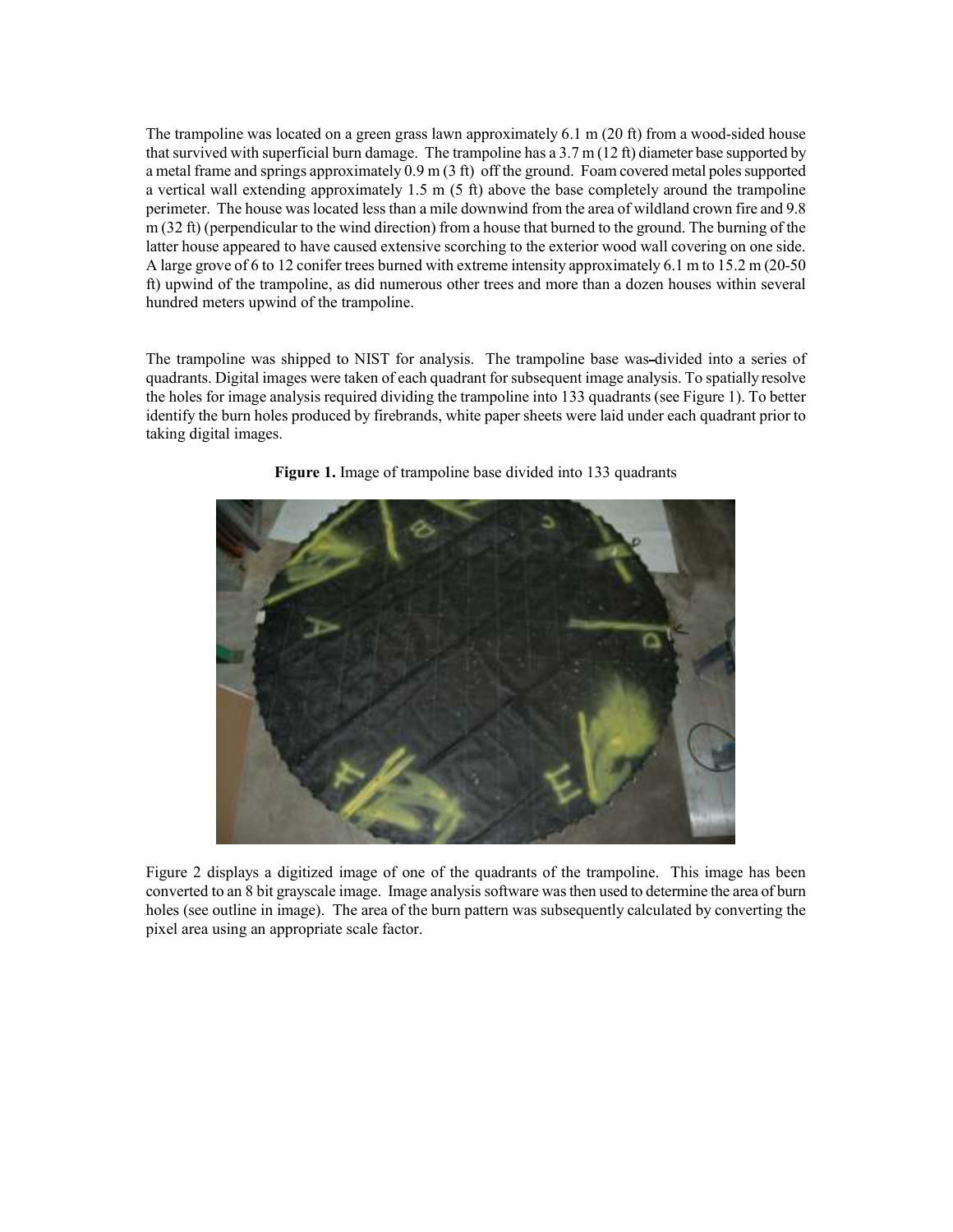The trampoline was located on a green grass lawn approximately 6.1 m (20 ft) from a wood-sided house that survived with superficial burn damage. The trampoline has a 3.7 m (12 ft) diameter base supported by a metal frame and springs approximately 0.9 m (3 ft) off the ground. Foam covered metal poles supported a vertical wall extending approximately 1.5 m (5 ft) above the base completely around the trampoline perimeter. The house was located less than a mile downwind from the area of wildland crown fire and 9.8 m (32 ft) (perpendicular to the wind direction) from a house that burned to the ground. The burning of the latter house appeared to have caused extensive scorching to the exterior wood wall covering on one side. A large grove of 6 to 12 conifer trees burned with extreme intensity approximately 6.1 m to 15.2 m (20-50 ft) upwind of the trampoline, as did numerous other trees and more than a dozen houses within several hundred meters upwind of the trampoline.

The trampoline was shipped to NIST for analysis. The trampoline base was divided into a series of quadrants. Digital images were taken of each quadrant for subsequent image analysis. To spatially resolve the holes for image analysis required dividing the trampoline into 133 quadrants (see Figure 1). To better identify the burn holes produced by firebrands, white paper sheets were laid under each quadrant prior to taking digital images.

**Figure 1.** Image of trampoline base divided into 133 quadrants

Figure 2 displays a digitized image of one of the quadrants of the trampoline. This image has been converted to an 8 bit grayscale image. Image analysis software was then used to determine the area of burn holes (see outline in image). The area of the burn pattern was subsequently calculated by converting the pixel area using an appropriate scale factor.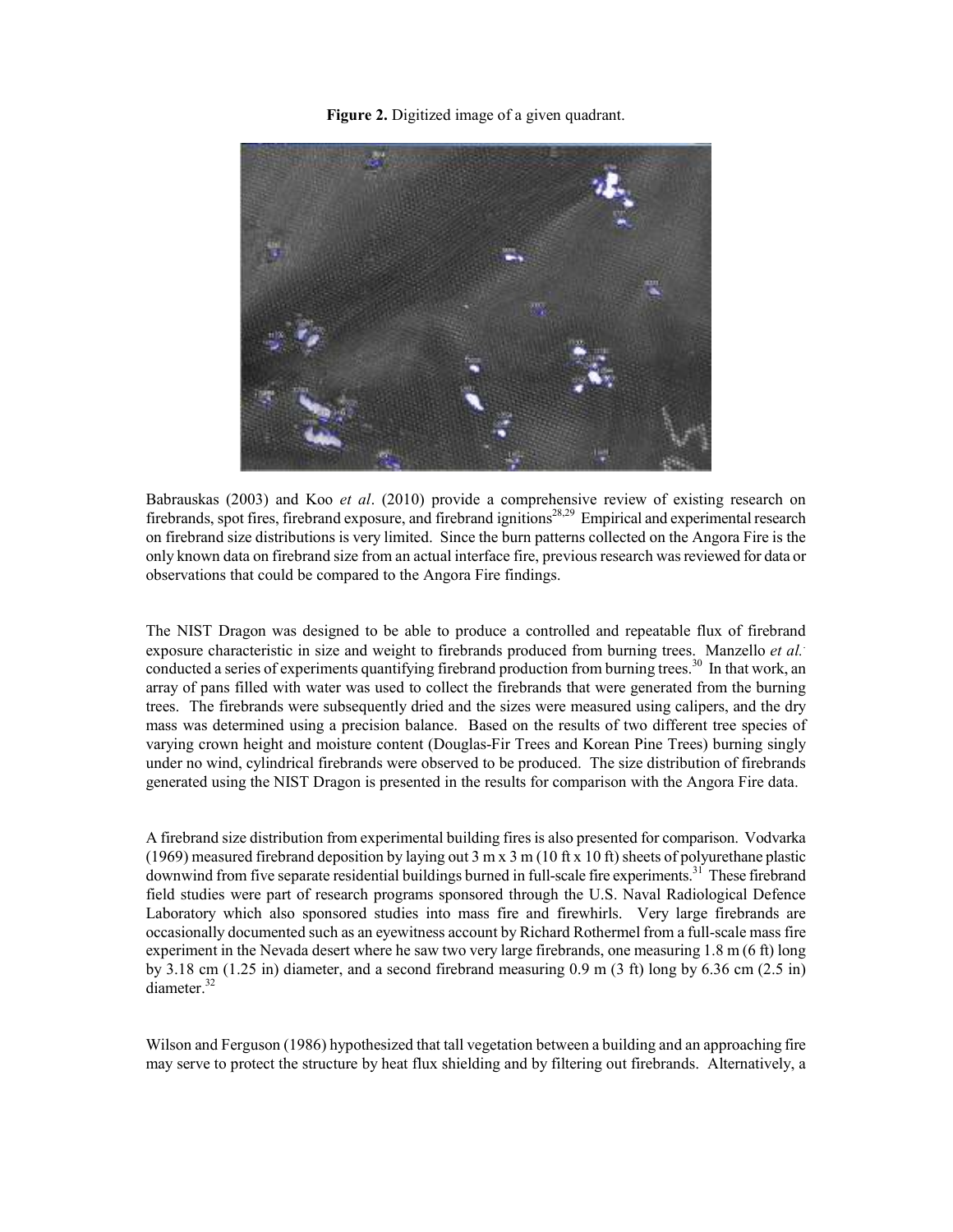**Figure 2.** Digitized image of a given quadrant.

Babrauskas (2003) and Koo *et al*. (2010) provide a comprehensive review of existing research on firebrands, spot fires, firebrand exposure, and firebrand ignitions[28,29] Empirical and experimental research on firebrand size distributions is very limited. Since the burn patterns collected on the Angora Fire is the only known data on firebrand size from an actual interface fire, previous research was reviewed for data or observations that could be compared to the Angora Fire findings.

The NIST Dragon was designed to be able to produce a controlled and repeatable flux of firebrand exposure characteristic in size and weight to firebrands produced from burning trees. Manzello *et al.* conducted a series of experiments quantifying firebrand production from burning trees.[30] In that work, an array of pans filled with water was used to collect the firebrands that were generated from the burning trees. The firebrands were subsequently dried and the sizes were measured using calipers, and the dry mass was determined using a precision balance. Based on the results of two different tree species of varying crown height and moisture content (Douglas-Fir Trees and Korean Pine Trees) burning singly under no wind, cylindrical firebrands were observed to be produced. The size distribution of firebrands generated using the NIST Dragon is presented in the results for comparison with the Angora Fire data.

A firebrand size distribution from experimental building fires is also presented for comparison. Vodvarka (1969) measured firebrand deposition by laying out 3 m x 3 m (10 ft x 10 ft) sheets of polyurethane plastic downwind from five separate residential buildings burned in full-scale fire experiments.[31] These firebrand field studies were part of research programs sponsored through the U.S. Naval Radiological Defence Laboratory which also sponsored studies into mass fire and firewhirls. Very large firebrands are occasionally documented such as an eyewitness account by Richard Rothermel from a full-scale mass fire experiment in the Nevada desert where he saw two very large firebrands, one measuring 1.8 m (6 ft) long by 3.18 cm (1.25 in) diameter, and a second firebrand measuring 0.9 m (3 ft) long by 6.36 cm (2.5 in) diameter.[32]

Wilson and Ferguson (1986) hypothesized that tall vegetation between a building and an approaching fire may serve to protect the structure by heat flux shielding and by filtering out firebrands. Alternatively, a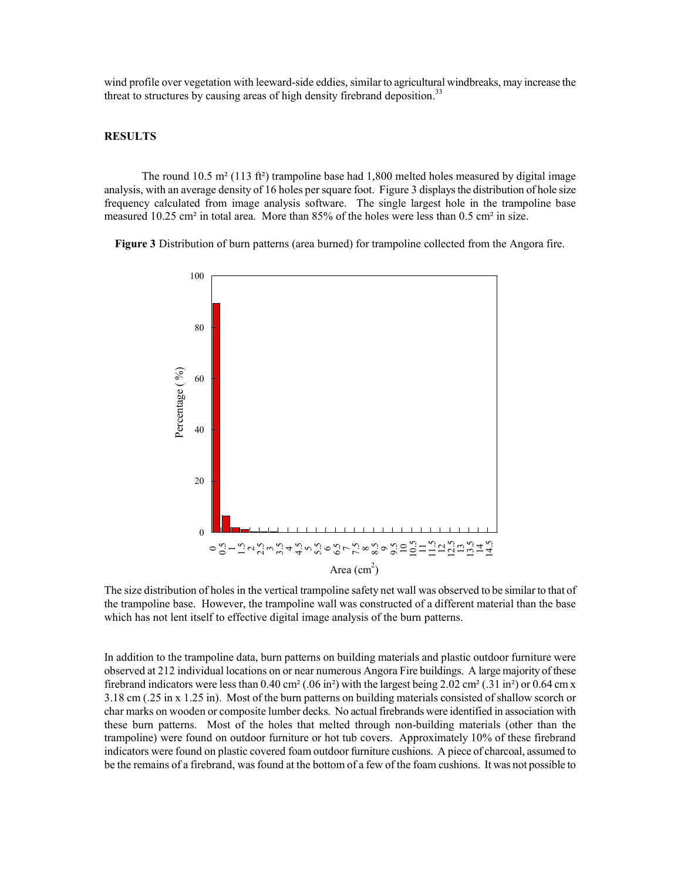wind profile over vegetation with leeward-side eddies, similar to agricultural windbreaks, may increase the threat to structures by causing areas of high density firebrand deposition.[33]

## RESULTS

The round 10.5 m² (113 ft²) trampoline base had 1,800 melted holes measured by digital image analysis, with an average density of 16 holes per square foot. Figure 3 displays the distribution of hole size frequency calculated from image analysis software. The single largest hole in the trampoline base measured 10.25 cm² in total area. More than 85% of the holes were less than 0.5 cm² in size.

**Figure 3** Distribution of burn patterns (area burned) for trampoline collected from the Angora fire.

The size distribution of holes in the vertical trampoline safety net wall was observed to be similar to that of the trampoline base. However, the trampoline wall was constructed of a different material than the base which has not lent itself to effective digital image analysis of the burn patterns.

In addition to the trampoline data, burn patterns on building materials and plastic outdoor furniture were observed at 212 individual locations on or near numerous Angora Fire buildings. A large majority of these firebrand indicators were less than 0.40 cm² (.06 in²) with the largest being 2.02 cm² (.31 in²) or 0.64 cm x 3.18 cm (.25 in x 1.25 in). Most of the burn patterns on building materials consisted of shallow scorch or char marks on wooden or composite lumber decks. No actual firebrands were identified in association with these burn patterns. Most of the holes that melted through non-building materials (other than the trampoline) were found on outdoor furniture or hot tub covers. Approximately 10% of these firebrand indicators were found on plastic covered foam outdoor furniture cushions. A piece of charcoal, assumed to be the remains of a firebrand, was found at the bottom of a few of the foam cushions. It was not possible to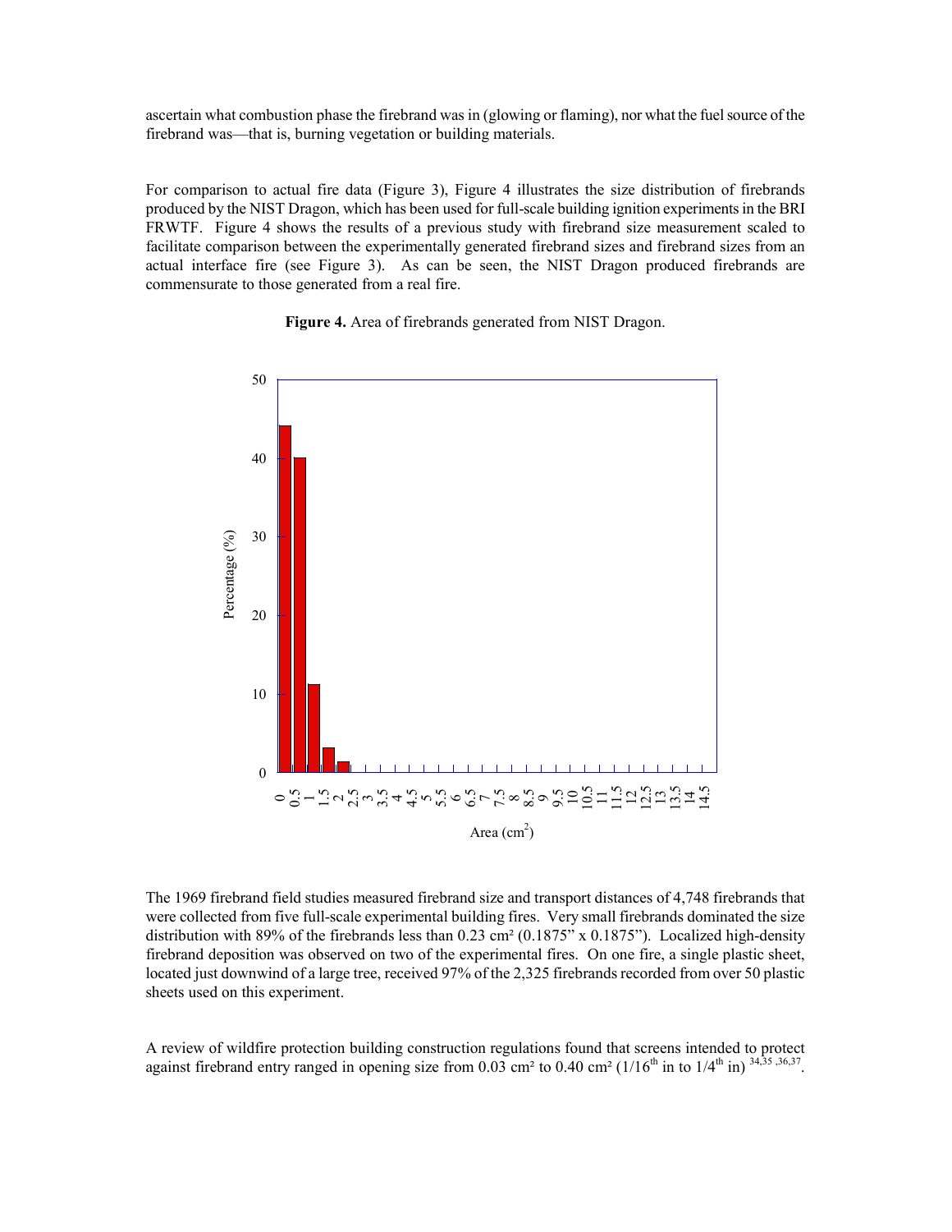ascertain what combustion phase the firebrand was in (glowing or flaming), nor what the fuel source of the firebrand was—that is, burning vegetation or building materials.

For comparison to actual fire data (Figure 3), Figure 4 illustrates the size distribution of firebrands produced by the NIST Dragon, which has been used for full-scale building ignition experiments in the BRI FRWTF. Figure 4 shows the results of a previous study with firebrand size measurement scaled to facilitate comparison between the experimentally generated firebrand sizes and firebrand sizes from an actual interface fire (see Figure 3). As can be seen, the NIST Dragon produced firebrands are commensurate to those generated from a real fire.

**Figure 4.** Area of firebrands generated from NIST Dragon.

The 1969 firebrand field studies measured firebrand size and transport distances of 4,748 firebrands that were collected from five full-scale experimental building fires. Very small firebrands dominated the size distribution with 89% of the firebrands less than 0.23 cm² (0.1875" x 0.1875"). Localized high-density firebrand deposition was observed on two of the experimental fires. On one fire, a single plastic sheet, located just downwind of a large tree, received 97% of the 2,325 firebrands recorded from over 50 plastic sheets used on this experiment.

A review of wildfire protection building construction regulations found that screens intended to protect against firebrand entry ranged in opening size from 0.03 cm² to 0.40 cm² (1/16th in to 1/4th in) [34,35,36,37].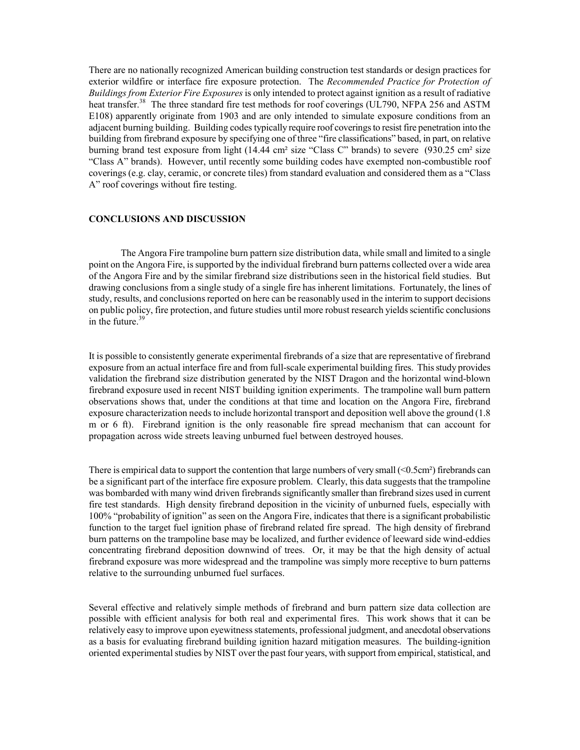There are no nationally recognized American building construction test standards or design practices for exterior wildfire or interface fire exposure protection. The *Recommended Practice for Protection of Buildings from Exterior Fire Exposures* is only intended to protect against ignition as a result of radiative heat transfer.[38] The three standard fire test methods for roof coverings (UL790, NFPA 256 and ASTM E108) apparently originate from 1903 and are only intended to simulate exposure conditions from an adjacent burning building. Building codes typically require roof coverings to resist fire penetration into the building from firebrand exposure by specifying one of three "fire classifications" based, in part, on relative burning brand test exposure from light (14.44 cm² size "Class C" brands) to severe (930.25 cm² size "Class A" brands). However, until recently some building codes have exempted non-combustible roof coverings (e.g. clay, ceramic, or concrete tiles) from standard evaluation and considered them as a "Class A" roof coverings without fire testing.

## CONCLUSIONS AND DISCUSSION

The Angora Fire trampoline burn pattern size distribution data, while small and limited to a single point on the Angora Fire, is supported by the individual firebrand burn patterns collected over a wide area of the Angora Fire and by the similar firebrand size distributions seen in the historical field studies. But drawing conclusions from a single study of a single fire has inherent limitations. Fortunately, the lines of study, results, and conclusions reported on here can be reasonably used in the interim to support decisions on public policy, fire protection, and future studies until more robust research yields scientific conclusions in the future.[39]

It is possible to consistently generate experimental firebrands of a size that are representative of firebrand exposure from an actual interface fire and from full-scale experimental building fires. This study provides validation the firebrand size distribution generated by the NIST Dragon and the horizontal wind-blown firebrand exposure used in recent NIST building ignition experiments. The trampoline wall burn pattern observations shows that, under the conditions at that time and location on the Angora Fire, firebrand exposure characterization needs to include horizontal transport and deposition well above the ground (1.8 m or 6 ft). Firebrand ignition is the only reasonable fire spread mechanism that can account for propagation across wide streets leaving unburned fuel between destroyed houses.

There is empirical data to support the contention that large numbers of very small (<0.5cm²) firebrands can be a significant part of the interface fire exposure problem. Clearly, this data suggests that the trampoline was bombarded with many wind driven firebrands significantly smaller than firebrand sizes used in current fire test standards. High density firebrand deposition in the vicinity of unburned fuels, especially with 100% "probability of ignition" as seen on the Angora Fire, indicates that there is a significant probabilistic function to the target fuel ignition phase of firebrand related fire spread. The high density of firebrand burn patterns on the trampoline base may be localized, and further evidence of leeward side wind-eddies concentrating firebrand deposition downwind of trees. Or, it may be that the high density of actual firebrand exposure was more widespread and the trampoline was simply more receptive to burn patterns relative to the surrounding unburned fuel surfaces.

Several effective and relatively simple methods of firebrand and burn pattern size data collection are possible with efficient analysis for both real and experimental fires. This work shows that it can be relatively easy to improve upon eyewitness statements, professional judgment, and anecdotal observations as a basis for evaluating firebrand building ignition hazard mitigation measures. The building-ignition oriented experimental studies by NIST over the past four years, with support from empirical, statistical, and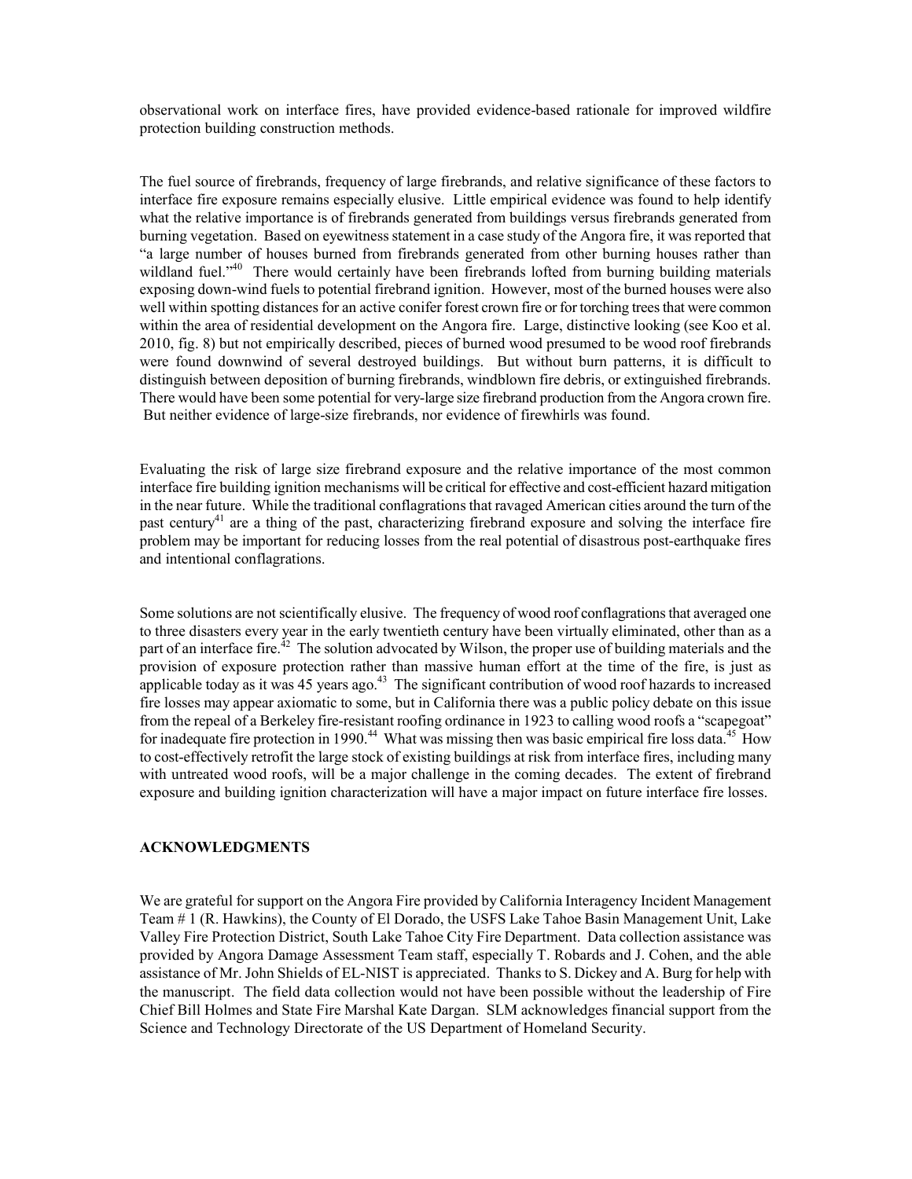observational work on interface fires, have provided evidence-based rationale for improved wildfire protection building construction methods.

The fuel source of firebrands, frequency of large firebrands, and relative significance of these factors to interface fire exposure remains especially elusive. Little empirical evidence was found to help identify what the relative importance is of firebrands generated from buildings versus firebrands generated from burning vegetation. Based on eyewitness statement in a case study of the Angora fire, it was reported that "a large number of houses burned from firebrands generated from other burning houses rather than wildland fuel."[40] There would certainly have been firebrands lofted from burning building materials exposing down-wind fuels to potential firebrand ignition. However, most of the burned houses were also well within spotting distances for an active conifer forest crown fire or for torching trees that were common within the area of residential development on the Angora fire. Large, distinctive looking (see Koo et al. 2010, fig. 8) but not empirically described, pieces of burned wood presumed to be wood roof firebrands were found downwind of several destroyed buildings. But without burn patterns, it is difficult to distinguish between deposition of burning firebrands, windblown fire debris, or extinguished firebrands. There would have been some potential for very-large size firebrand production from the Angora crown fire. But neither evidence of large-size firebrands, nor evidence of firewhirls was found.

Evaluating the risk of large size firebrand exposure and the relative importance of the most common interface fire building ignition mechanisms will be critical for effective and cost-efficient hazard mitigation in the near future. While the traditional conflagrations that ravaged American cities around the turn of the past century[41] are a thing of the past, characterizing firebrand exposure and solving the interface fire problem may be important for reducing losses from the real potential of disastrous post-earthquake fires and intentional conflagrations.

Some solutions are not scientifically elusive. The frequency of wood roof conflagrations that averaged one to three disasters every year in the early twentieth century have been virtually eliminated, other than as a part of an interface fire.[42] The solution advocated by Wilson, the proper use of building materials and the provision of exposure protection rather than massive human effort at the time of the fire, is just as applicable today as it was 45 years ago.[43] The significant contribution of wood roof hazards to increased fire losses may appear axiomatic to some, but in California there was a public policy debate on this issue from the repeal of a Berkeley fire-resistant roofing ordinance in 1923 to calling wood roofs a "scapegoat" for inadequate fire protection in 1990.[44] What was missing then was basic empirical fire loss data.[45] How to cost-effectively retrofit the large stock of existing buildings at risk from interface fires, including many with untreated wood roofs, will be a major challenge in the coming decades. The extent of firebrand exposure and building ignition characterization will have a major impact on future interface fire losses.

## ACKNOWLEDGMENTS

We are grateful for support on the Angora Fire provided by California Interagency Incident Management Team # 1 (R. Hawkins), the County of El Dorado, the USFS Lake Tahoe Basin Management Unit, Lake Valley Fire Protection District, South Lake Tahoe City Fire Department. Data collection assistance was provided by Angora Damage Assessment Team staff, especially T. Robards and J. Cohen, and the able assistance of Mr. John Shields of EL-NIST is appreciated. Thanks to S. Dickey and A. Burg for help with the manuscript. The field data collection would not have been possible without the leadership of Fire Chief Bill Holmes and State Fire Marshal Kate Dargan. SLM acknowledges financial support from the Science and Technology Directorate of the US Department of Homeland Security.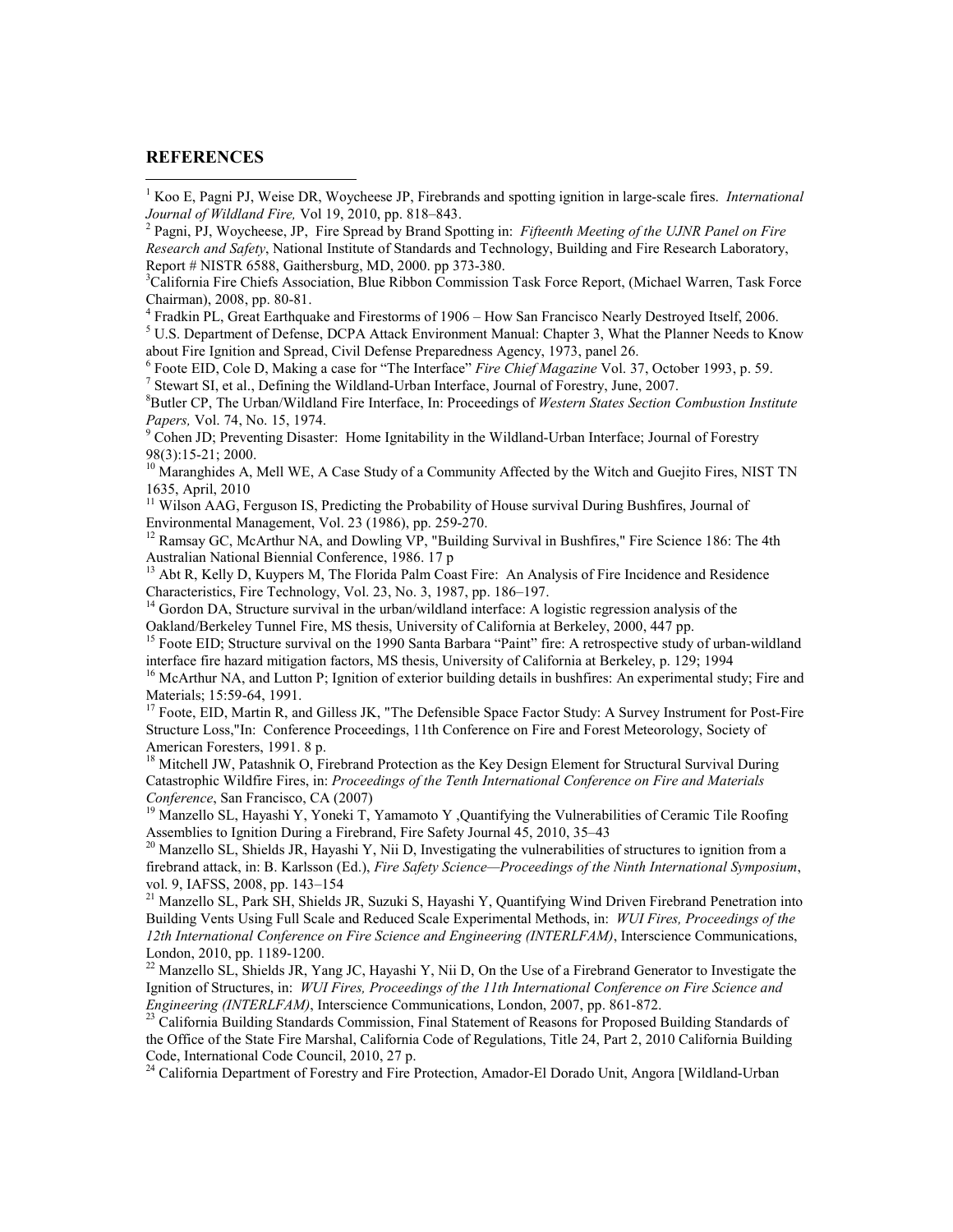## REFERENCES

[1] Koo E, Pagni PJ, Weise DR, Woycheese JP, Firebrands and spotting ignition in large-scale fires. *International Journal of Wildland Fire,* Vol 19, 2010, pp. 818–843.

[2] Pagni, PJ, Woycheese, JP, Fire Spread by Brand Spotting in: *Fifteenth Meeting of the UJNR Panel on Fire Research and Safety*, National Institute of Standards and Technology, Building and Fire Research Laboratory, Report # NISTR 6588, Gaithersburg, MD, 2000. pp 373-380.

[3] California Fire Chiefs Association, Blue Ribbon Commission Task Force Report, (Michael Warren, Task Force Chairman), 2008, pp. 80-81.

[4] Fradkin PL, Great Earthquake and Firestorms of 1906 – How San Francisco Nearly Destroyed Itself, 2006.

[5] U.S. Department of Defense, DCPA Attack Environment Manual: Chapter 3, What the Planner Needs to Know about Fire Ignition and Spread, Civil Defense Preparedness Agency, 1973, panel 26.

[6] Foote EID, Cole D, Making a case for "The Interface" *Fire Chief Magazine* Vol. 37, October 1993, p. 59.

[7] Stewart SI, et al., Defining the Wildland-Urban Interface, Journal of Forestry, June, 2007.

[8] Butler CP, The Urban/Wildland Fire Interface, In: Proceedings of *Western States Section Combustion Institute Papers,* Vol. 74, No. 15, 1974.

[9] Cohen JD; Preventing Disaster: Home Ignitability in the Wildland-Urban Interface; Journal of Forestry 98(3):15-21; 2000.

[10] Maranghides A, Mell WE, A Case Study of a Community Affected by the Witch and Guejito Fires, NIST TN 1635, April, 2010

[11] Wilson AAG, Ferguson IS, Predicting the Probability of House survival During Bushfires, Journal of Environmental Management, Vol. 23 (1986), pp. 259-270.

[12] Ramsay GC, McArthur NA, and Dowling VP, "Building Survival in Bushfires," Fire Science 186: The 4th Australian National Biennial Conference, 1986. 17 p

[13] Abt R, Kelly D, Kuypers M, The Florida Palm Coast Fire: An Analysis of Fire Incidence and Residence Characteristics, Fire Technology, Vol. 23, No. 3, 1987, pp. 186–197.

[14] Gordon DA, Structure survival in the urban/wildland interface: A logistic regression analysis of the Oakland/Berkeley Tunnel Fire, MS thesis, University of California at Berkeley, 2000, 447 pp.

[15] Foote EID; Structure survival on the 1990 Santa Barbara "Paint" fire: A retrospective study of urban-wildland interface fire hazard mitigation factors, MS thesis, University of California at Berkeley, p. 129; 1994

[16] McArthur NA, and Lutton P; Ignition of exterior building details in bushfires: An experimental study; Fire and Materials; 15:59-64, 1991.

[17] Foote, EID, Martin R, and Gilless JK, "The Defensible Space Factor Study: A Survey Instrument for Post-Fire Structure Loss,"In: Conference Proceedings, 11th Conference on Fire and Forest Meteorology, Society of American Foresters, 1991. 8 p.

[18] Mitchell JW, Patashnik O, Firebrand Protection as the Key Design Element for Structural Survival During Catastrophic Wildfire Fires, in: *Proceedings of the Tenth International Conference on Fire and Materials Conference*, San Francisco, CA (2007)

[19] Manzello SL, Hayashi Y, Yoneki T, Yamamoto Y ,Quantifying the Vulnerabilities of Ceramic Tile Roofing Assemblies to Ignition During a Firebrand, Fire Safety Journal 45, 2010, 35–43

[20] Manzello SL, Shields JR, Hayashi Y, Nii D, Investigating the vulnerabilities of structures to ignition from a firebrand attack, in: B. Karlsson (Ed.), *Fire Safety Science—Proceedings of the Ninth International Symposium*, vol. 9, IAFSS, 2008, pp. 143–154

[21] Manzello SL, Park SH, Shields JR, Suzuki S, Hayashi Y, Quantifying Wind Driven Firebrand Penetration into Building Vents Using Full Scale and Reduced Scale Experimental Methods, in: *WUI Fires, Proceedings of the 12th International Conference on Fire Science and Engineering (INTERLFAM)*, Interscience Communications, London, 2010, pp. 1189-1200.

[22] Manzello SL, Shields JR, Yang JC, Hayashi Y, Nii D, On the Use of a Firebrand Generator to Investigate the Ignition of Structures, in: *WUI Fires, Proceedings of the 11th International Conference on Fire Science and Engineering (INTERLFAM)*, Interscience Communications, London, 2007, pp. 861-872.

[23] California Building Standards Commission, Final Statement of Reasons for Proposed Building Standards of the Office of the State Fire Marshal, California Code of Regulations, Title 24, Part 2, 2010 California Building Code, International Code Council, 2010, 27 p.

[24] California Department of Forestry and Fire Protection, Amador-El Dorado Unit, Angora [Wildland-Urban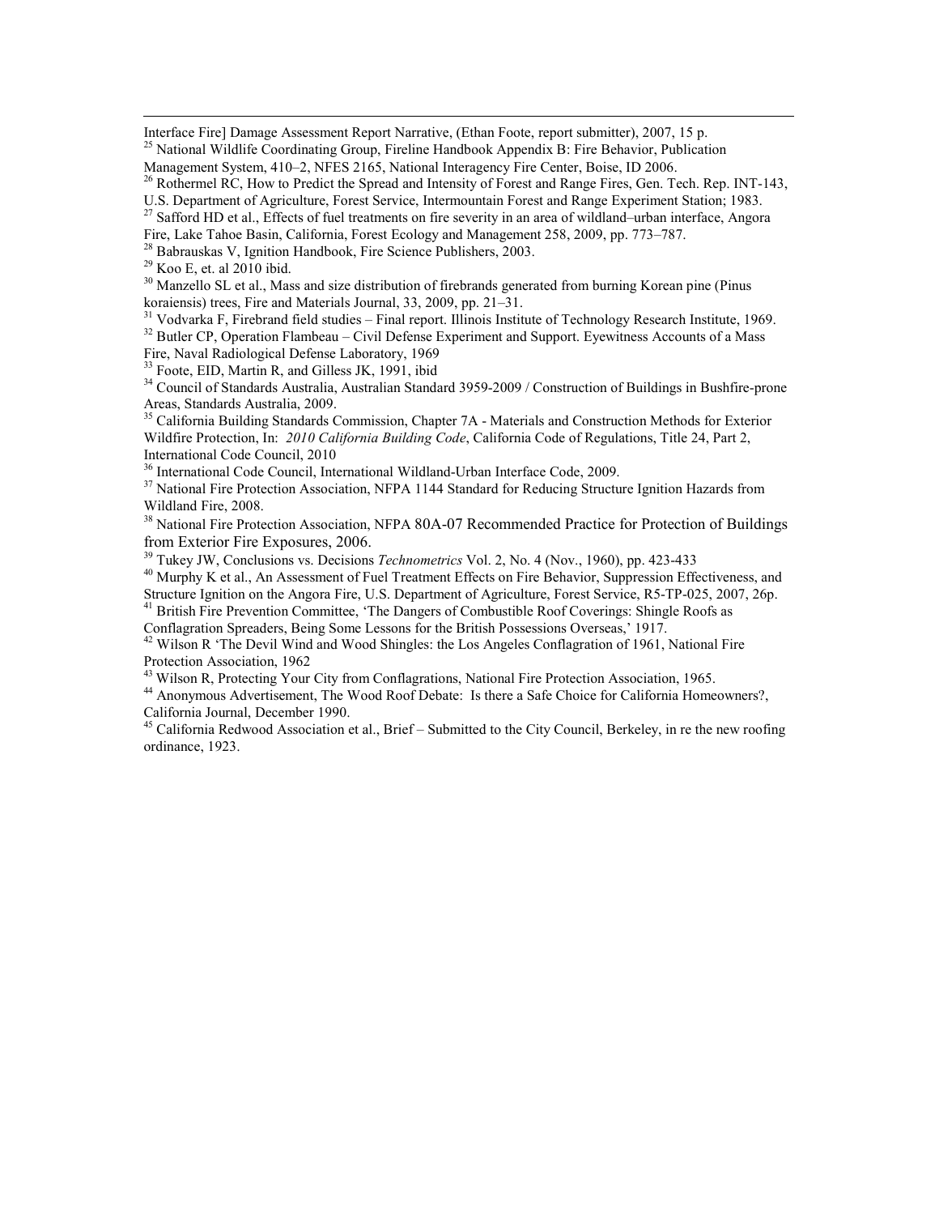Interface Fire] Damage Assessment Report Narrative, (Ethan Foote, report submitter), 2007, 15 p.

[25] National Wildlife Coordinating Group, Fireline Handbook Appendix B: Fire Behavior, Publication Management System, 410–2, NFES 2165, National Interagency Fire Center, Boise, ID 2006.

[26] Rothermel RC, How to Predict the Spread and Intensity of Forest and Range Fires, Gen. Tech. Rep. INT-143, U.S. Department of Agriculture, Forest Service, Intermountain Forest and Range Experiment Station; 1983.

[27] Safford HD et al., Effects of fuel treatments on fire severity in an area of wildland–urban interface, Angora Fire, Lake Tahoe Basin, California, Forest Ecology and Management 258, 2009, pp. 773–787.

[28] Babrauskas V, Ignition Handbook, Fire Science Publishers, 2003.

[29] Koo E, et. al 2010 ibid.

[30] Manzello SL et al., Mass and size distribution of firebrands generated from burning Korean pine (Pinus koraiensis) trees, Fire and Materials Journal, 33, 2009, pp. 21–31.

[31] Vodvarka F, Firebrand field studies – Final report. Illinois Institute of Technology Research Institute, 1969.

[32] Butler CP, Operation Flambeau – Civil Defense Experiment and Support. Eyewitness Accounts of a Mass Fire, Naval Radiological Defense Laboratory, 1969

[33] Foote, EID, Martin R, and Gilless JK, 1991, ibid

[34] Council of Standards Australia, Australian Standard 3959-2009 / Construction of Buildings in Bushfire-prone Areas, Standards Australia, 2009.

[35] California Building Standards Commission, Chapter 7A - Materials and Construction Methods for Exterior Wildfire Protection, In: *2010 California Building Code*, California Code of Regulations, Title 24, Part 2, International Code Council, 2010

[36] International Code Council, International Wildland-Urban Interface Code, 2009.

[37] National Fire Protection Association, NFPA 1144 Standard for Reducing Structure Ignition Hazards from Wildland Fire, 2008.

[38] National Fire Protection Association, NFPA 80A-07 Recommended Practice for Protection of Buildings from Exterior Fire Exposures, 2006.

[39] Tukey JW, Conclusions vs. Decisions *Technometrics* Vol. 2, No. 4 (Nov., 1960), pp. 423-433

[40] Murphy K et al., An Assessment of Fuel Treatment Effects on Fire Behavior, Suppression Effectiveness, and Structure Ignition on the Angora Fire, U.S. Department of Agriculture, Forest Service, R5-TP-025, 2007, 26p.

[41] British Fire Prevention Committee, 'The Dangers of Combustible Roof Coverings: Shingle Roofs as Conflagration Spreaders, Being Some Lessons for the British Possessions Overseas,' 1917.

[42] Wilson R 'The Devil Wind and Wood Shingles: the Los Angeles Conflagration of 1961, National Fire Protection Association, 1962

[43] Wilson R, Protecting Your City from Conflagrations, National Fire Protection Association, 1965.

[44] Anonymous Advertisement, The Wood Roof Debate: Is there a Safe Choice for California Homeowners?, California Journal, December 1990.

[45] California Redwood Association et al., Brief – Submitted to the City Council, Berkeley, in re the new roofing ordinance, 1923.